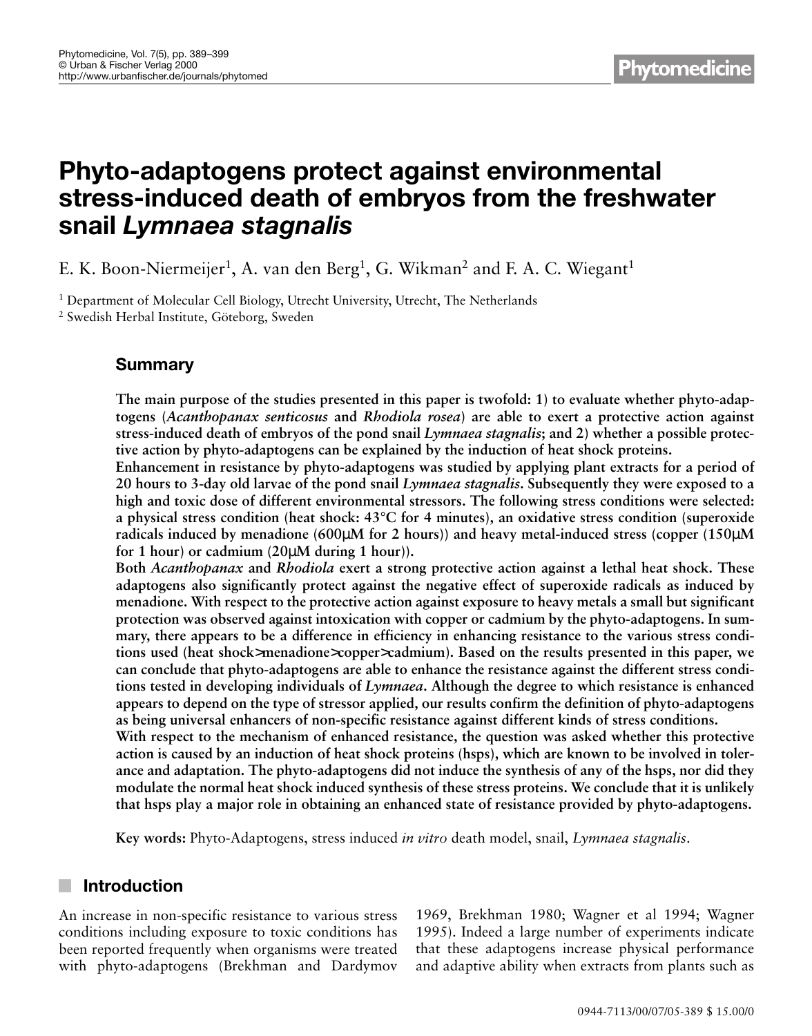# Phyto-adaptogens protect against environmental stress-induced death of embryos from the freshwater snail *Lymnaea stagnalis*

E. K. Boon-Niermeijer[1], A. van den Berg[1], G. Wikman[2] and F. A. C. Wiegant[1]

[1] Department of Molecular Cell Biology, Utrecht University, Utrecht, The Netherlands
[2] Swedish Herbal Institute, Göteborg, Sweden

## Summary

**The main purpose of the studies presented in this paper is twofold: 1) to evaluate whether phyto-adaptogens (*Acanthopanax senticosus* and *Rhodiola rosea*) are able to exert a protective action against stress-induced death of embryos of the pond snail *Lymnaea stagnalis*; and 2) whether a possible protective action by phyto-adaptogens can be explained by the induction of heat shock proteins.**

**Enhancement in resistance by phyto-adaptogens was studied by applying plant extracts for a period of 20 hours to 3-day old larvae of the pond snail *Lymnaea stagnalis*. Subsequently they were exposed to a high and toxic dose of different environmental stressors. The following stress conditions were selected: a physical stress condition (heat shock: 43°C for 4 minutes), an oxidative stress condition (superoxide radicals induced by menadione (600µM for 2 hours)) and heavy metal-induced stress (copper (150µM for 1 hour) or cadmium (20µM during 1 hour)).**

**Both *Acanthopanax* and *Rhodiola* exert a strong protective action against a lethal heat shock. These adaptogens also significantly protect against the negative effect of superoxide radicals as induced by menadione. With respect to the protective action against exposure to heavy metals a small but significant protection was observed against intoxication with copper or cadmium by the phyto-adaptogens. In summary, there appears to be a difference in efficiency in enhancing resistance to the various stress conditions used (heat shock>menadione>copper>cadmium). Based on the results presented in this paper, we can conclude that phyto-adaptogens are able to enhance the resistance against the different stress conditions tested in developing individuals of *Lymnaea*. Although the degree to which resistance is enhanced appears to depend on the type of stressor applied, our results confirm the definition of phyto-adaptogens as being universal enhancers of non-specific resistance against different kinds of stress conditions.**

**With respect to the mechanism of enhanced resistance, the question was asked whether this protective action is caused by an induction of heat shock proteins (hsps), which are known to be involved in tolerance and adaptation. The phyto-adaptogens did not induce the synthesis of any of the hsps, nor did they modulate the normal heat shock induced synthesis of these stress proteins. We conclude that it is unlikely that hsps play a major role in obtaining an enhanced state of resistance provided by phyto-adaptogens.**

**Key words:** Phyto-Adaptogens, stress induced *in vitro* death model, snail, *Lymnaea stagnalis*.

## Introduction

An increase in non-specific resistance to various stress conditions including exposure to toxic conditions has been reported frequently when organisms were treated with phyto-adaptogens (Brekhman and Dardymov 1969, Brekhman 1980; Wagner et al 1994; Wagner 1995). Indeed a large number of experiments indicate that these adaptogens increase physical performance and adaptive ability when extracts from plants such as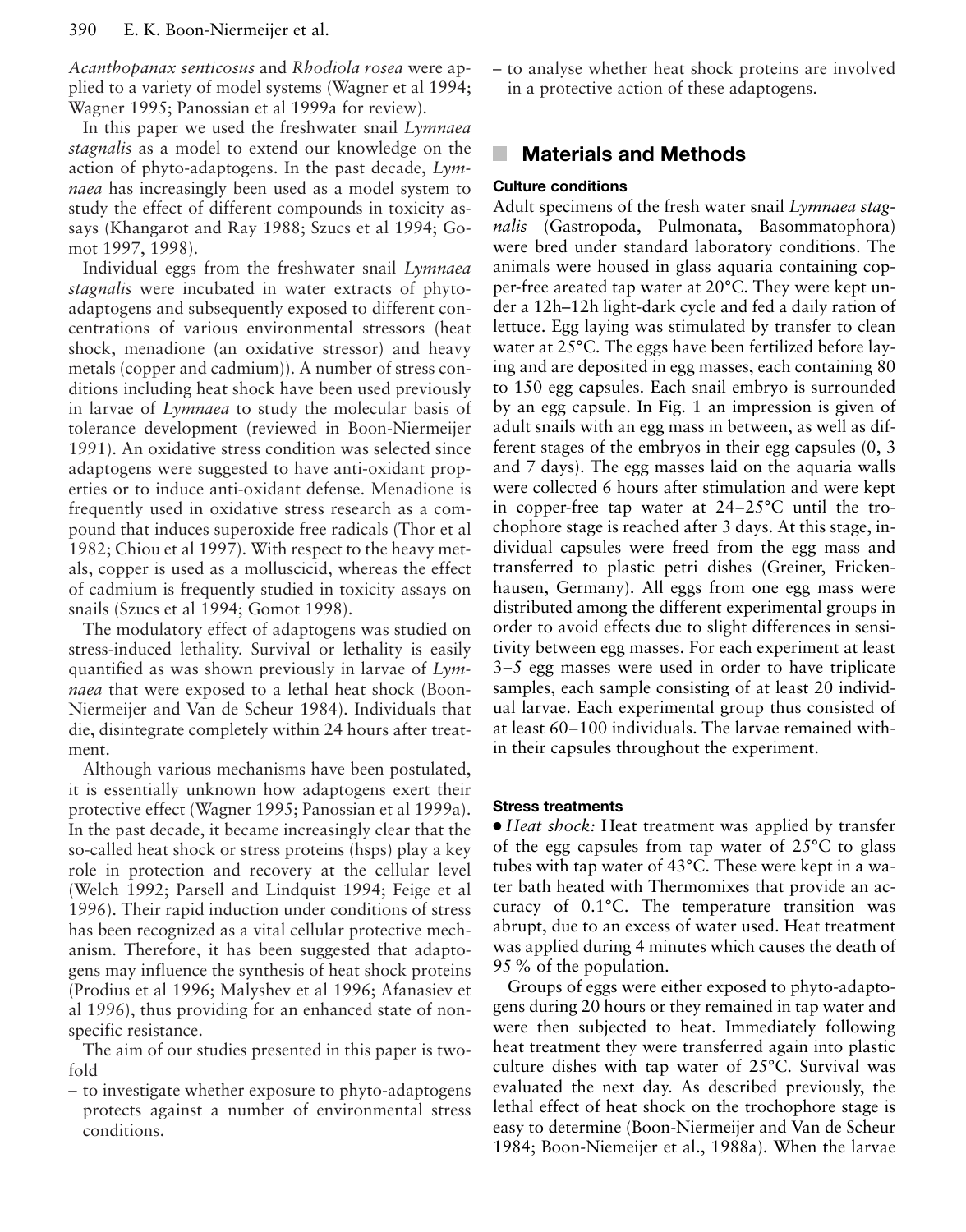*Acanthopanax senticosus* and *Rhodiola rosea* were applied to a variety of model systems (Wagner et al 1994; Wagner 1995; Panossian et al 1999a for review).

In this paper we used the freshwater snail *Lymnaea stagnalis* as a model to extend our knowledge on the action of phyto-adaptogens. In the past decade, *Lymnaea* has increasingly been used as a model system to study the effect of different compounds in toxicity assays (Khangarot and Ray 1988; Szucs et al 1994; Gomot 1997, 1998).

Individual eggs from the freshwater snail *Lymnaea stagnalis* were incubated in water extracts of phyto-adaptogens and subsequently exposed to different concentrations of various environmental stressors (heat shock, menadione (an oxidative stressor) and heavy metals (copper and cadmium)). A number of stress conditions including heat shock have been used previously in larvae of *Lymnaea* to study the molecular basis of tolerance development (reviewed in Boon-Niermeijer 1991). An oxidative stress condition was selected since adaptogens were suggested to have anti-oxidant properties or to induce anti-oxidant defense. Menadione is frequently used in oxidative stress research as a compound that induces superoxide free radicals (Thor et al 1982; Chiou et al 1997). With respect to the heavy metals, copper is used as a molluscicid, whereas the effect of cadmium is frequently studied in toxicity assays on snails (Szucs et al 1994; Gomot 1998).

The modulatory effect of adaptogens was studied on stress-induced lethality. Survival or lethality is easily quantified as was shown previously in larvae of *Lymnaea* that were exposed to a lethal heat shock (Boon-Niermeijer and Van de Scheur 1984). Individuals that die, disintegrate completely within 24 hours after treatment.

Although various mechanisms have been postulated, it is essentially unknown how adaptogens exert their protective effect (Wagner 1995; Panossian at al 1999a). In the past decade, it became increasingly clear that the so-called heat shock or stress proteins (hsps) play a key role in protection and recovery at the cellular level (Welch 1992; Parsell and Lindquist 1994; Feige et al 1996). Their rapid induction under conditions of stress has been recognized as a vital cellular protective mechanism. Therefore, it has been suggested that adaptogens may influence the synthesis of heat shock proteins (Prodius et al 1996; Malyshev et al 1996; Afanasiev et al 1996), thus providing for an enhanced state of non-specific resistance.

The aim of our studies presented in this paper is twofold

- to investigate whether exposure to phyto-adaptogens protects against a number of environmental stress conditions.
- to analyse whether heat shock proteins are involved in a protective action of these adaptogens.

## Materials and Methods

### Culture conditions

Adult specimens of the fresh water snail *Lymnaea stagnalis* (Gastropoda, Pulmonata, Basommatophora) were bred under standard laboratory conditions. The animals were housed in glass aquaria containing copper-free areated tap water at 20°C. They were kept under a 12h–12h light-dark cycle and fed a daily ration of lettuce. Egg laying was stimulated by transfer to clean water at 25°C. The eggs have been fertilized before laying and are deposited in egg masses, each containing 80 to 150 egg capsules. Each snail embryo is surrounded by an egg capsule. In Fig. 1 an impression is given of adult snails with an egg mass in between, as well as different stages of the embryos in their egg capsules (0, 3 and 7 days). The egg masses laid on the aquaria walls were collected 6 hours after stimulation and were kept in copper-free tap water at 24–25°C until the trochophore stage is reached after 3 days. At this stage, individual capsules were freed from the egg mass and transferred to plastic petri dishes (Greiner, Frickenhausen, Germany). All eggs from one egg mass were distributed among the different experimental groups in order to avoid effects due to slight differences in sensitivity between egg masses. For each experiment at least 3–5 egg masses were used in order to have triplicate samples, each sample consisting of at least 20 individual larvae. Each experimental group thus consisted of at least 60–100 individuals. The larvae remained within their capsules throughout the experiment.

### Stress treatments

- *Heat shock:* Heat treatment was applied by transfer of the egg capsules from tap water of 25°C to glass tubes with tap water of 43°C. These were kept in a water bath heated with Thermomixes that provide an accuracy of 0.1°C. The temperature transition was abrupt, due to an excess of water used. Heat treatment was applied during 4 minutes which causes the death of 95 % of the population.

Groups of eggs were either exposed to phyto-adaptogens during 20 hours or they remained in tap water and were then subjected to heat. Immediately following heat treatment they were transferred again into plastic culture dishes with tap water of 25°C. Survival was evaluated the next day. As described previously, the lethal effect of heat shock on the trochophore stage is easy to determine (Boon-Niermeijer and Van de Scheur 1984; Boon-Niemeijer et al., 1988a). When the larvae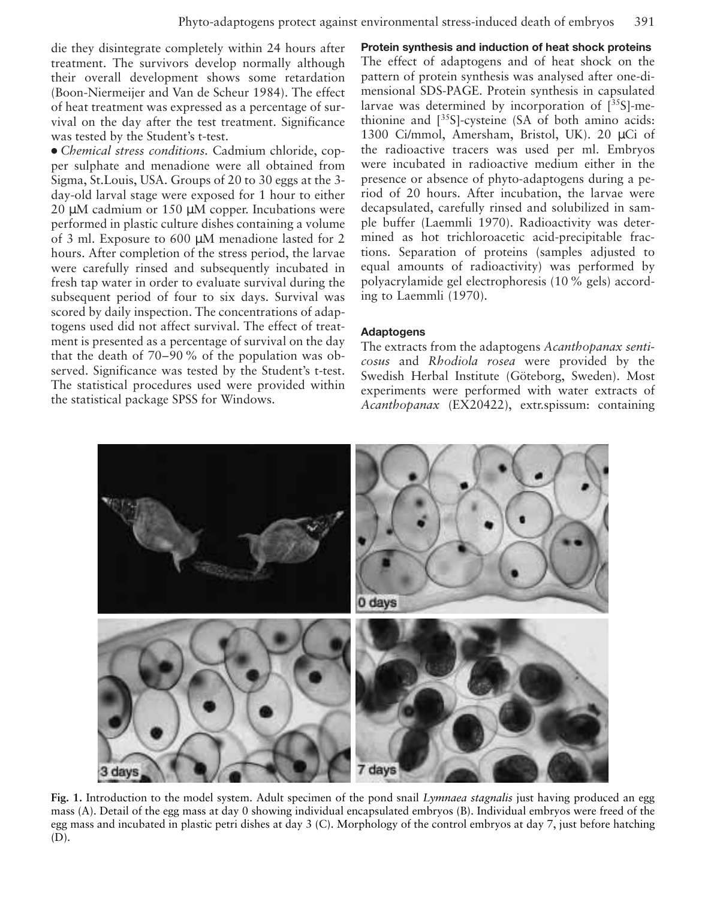die they disintegrate completely within 24 hours after treatment. The survivors develop normally although their overall development shows some retardation (Boon-Niermeijer and Van de Scheur 1984). The effect of heat treatment was expressed as a percentage of survival on the day after the test treatment. Significance was tested by the Student's t-test.

• *Chemical stress conditions.* Cadmium chloride, copper sulphate and menadione were all obtained from Sigma, St.Louis, USA. Groups of 20 to 30 eggs at the 3-day-old larval stage were exposed for 1 hour to either 20 µM cadmium or 150 µM copper. Incubations were performed in plastic culture dishes containing a volume of 3 ml. Exposure to 600 µM menadione lasted for 2 hours. After completion of the stress period, the larvae were carefully rinsed and subsequently incubated in fresh tap water in order to evaluate survival during the subsequent period of four to six days. Survival was scored by daily inspection. The concentrations of adaptogens used did not affect survival. The effect of treatment is presented as a percentage of survival on the day that the death of 70–90 % of the population was observed. Significance was tested by the Student's t-test. The statistical procedures used were provided within the statistical package SPSS for Windows.

**Protein synthesis and induction of heat shock proteins**

The effect of adaptogens and of heat shock on the pattern of protein synthesis was analysed after one-dimensional SDS-PAGE. Protein synthesis in capsulated larvae was determined by incorporation of [$^{35}$S]-methionine and [$^{35}$S]-cysteine (SA of both amino acids: 1300 Ci/mmol, Amersham, Bristol, UK). 20 µCi of the radioactive tracers was used per ml. Embryos were incubated in radioactive medium either in the presence or absence of phyto-adaptogens during a period of 20 hours. After incubation, the larvae were decapsulated, carefully rinsed and solubilized in sample buffer (Laemmli 1970). Radioactivity was determined as hot trichloroacetic acid-precipitable fractions. Separation of proteins (samples adjusted to equal amounts of radioactivity) was performed by polyacrylamide gel electrophoresis (10 % gels) according to Laemmli (1970).

**Adaptogens**

The extracts from the adaptogens *Acanthopanax senticosus* and *Rhodiola rosea* were provided by the Swedish Herbal Institute (Göteborg, Sweden). Most experiments were performed with water extracts of *Acanthopanax* (EX20422), extr.spissum: containing

**Fig. 1.** Introduction to the model system. Adult specimen of the pond snail *Lymnaea stagnalis* just having produced an egg mass (A). Detail of the egg mass at day 0 showing individual encapsulated embryos (B). Individual embryos were freed of the egg mass and incubated in plastic petri dishes at day 3 (C). Morphology of the control embryos at day 7, just before hatching (D).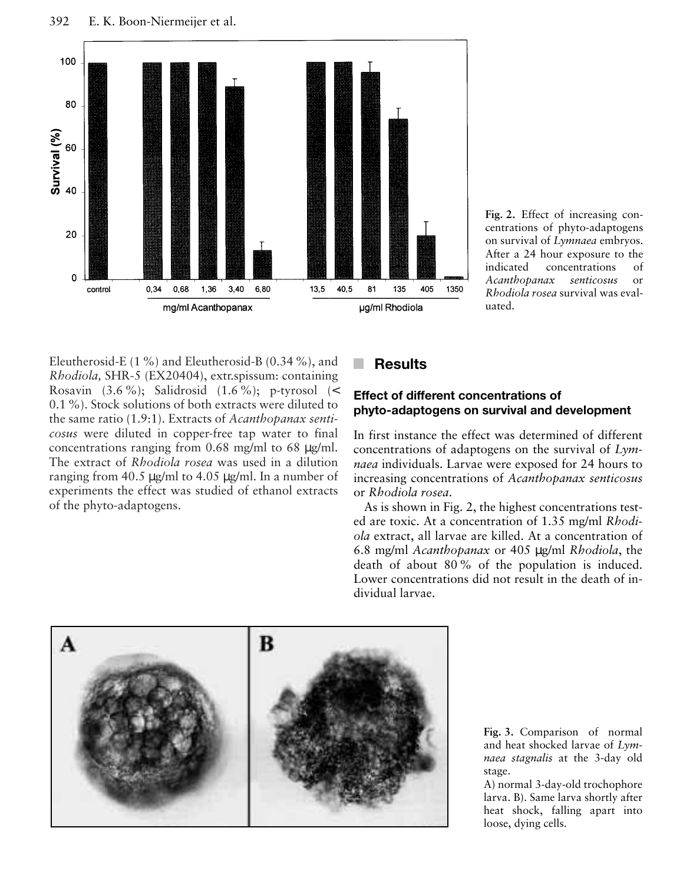Fig. 2. Effect of increasing concentrations of phyto-adaptogens on survival of *Lymnaea* embryos. After a 24 hour exposure to the indicated concentrations of *Acanthopanax senticosus* or *Rhodiola rosea* survival was evaluated.

Eleutherosid-E (1 %) and Eleutherosid-B (0.34 %), and *Rhodiola*, SHR-5 (EX20404), extr.spissum: containing Rosavin (3.6 %); Salidrosid (1.6 %); p-tyrosol (< 0.1 %). Stock solutions of both extracts were diluted to the same ratio (1.9:1). Extracts of *Acanthopanax senticosus* were diluted in copper-free tap water to final concentrations ranging from 0.68 mg/ml to 68 μg/ml. The extract of *Rhodiola rosea* was used in a dilution ranging from 40.5 μg/ml to 4.05 μg/ml. In a number of experiments the effect was studied of ethanol extracts of the phyto-adaptogens.

## Results

### Effect of different concentrations of phyto-adaptogens on survival and development

In first instance the effect was determined of different concentrations of adaptogens on the survival of *Lymnaea* individuals. Larvae were exposed for 24 hours to increasing concentrations of *Acanthopanax senticosus* or *Rhodiola rosea*.

As is shown in Fig. 2, the highest concentrations tested are toxic. At a concentration of 1.35 mg/ml *Rhodiola* extract, all larvae are killed. At a concentration of 6.8 mg/ml *Acanthopanax* or 405 μg/ml *Rhodiola*, the death of about 80 % of the population is induced. Lower concentrations did not result in the death of individual larvae.

Fig. 3. Comparison of normal and heat shocked larvae of *Lymnaea stagnalis* at the 3-day old stage.
A) normal 3-day-old trochophore larva. B). Same larva shortly after heat shock, falling apart into loose, dying cells.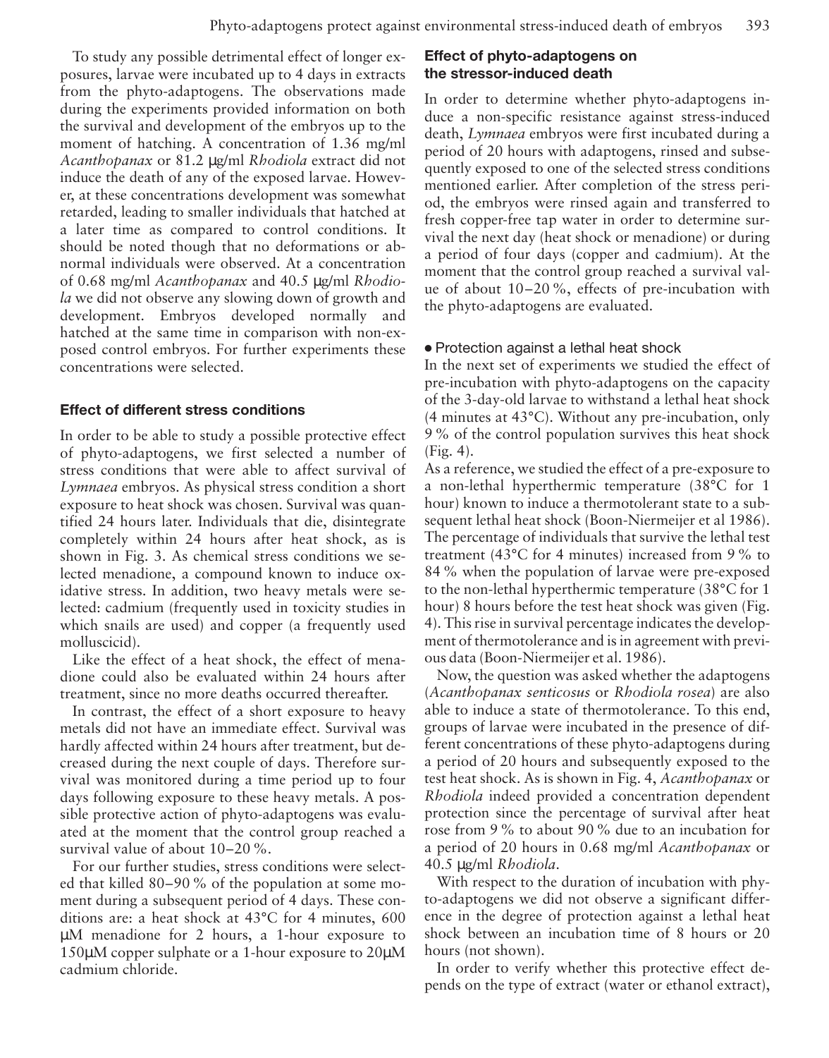To study any possible detrimental effect of longer exposures, larvae were incubated up to 4 days in extracts from the phyto-adaptogens. The observations made during the experiments provided information on both the survival and development of the embryos up to the moment of hatching. A concentration of 1.36 mg/ml *Acanthopanax* or 81.2 μg/ml *Rhodiola* extract did not induce the death of any of the exposed larvae. However, at these concentrations development was somewhat retarded, leading to smaller individuals that hatched at a later time as compared to control conditions. It should be noted though that no deformations or abnormal individuals were observed. At a concentration of 0.68 mg/ml *Acanthopanax* and 40.5 μg/ml *Rhodiola* we did not observe any slowing down of growth and development. Embryos developed normally and hatched at the same time in comparison with non-exposed control embryos. For further experiments these concentrations were selected.

### Effect of different stress conditions

In order to be able to study a possible protective effect of phyto-adaptogens, we first selected a number of stress conditions that were able to affect survival of *Lymnaea* embryos. As physical stress condition a short exposure to heat shock was chosen. Survival was quantified 24 hours later. Individuals that die, disintegrate completely within 24 hours after heat shock, as is shown in Fig. 3. As chemical stress conditions we selected menadione, a compound known to induce oxidative stress. In addition, two heavy metals were selected: cadmium (frequently used in toxicity studies in which snails are used) and copper (a frequently used molluscicid).

Like the effect of a heat shock, the effect of menadione could also be evaluated within 24 hours after treatment, since no more deaths occurred thereafter.

In contrast, the effect of a short exposure to heavy metals did not have an immediate effect. Survival was hardly affected within 24 hours after treatment, but decreased during the next couple of days. Therefore survival was monitored during a time period up to four days following exposure to these heavy metals. A possible protective action of phyto-adaptogens was evaluated at the moment that the control group reached a survival value of about 10–20 %.

For our further studies, stress conditions were selected that killed 80–90 % of the population at some moment during a subsequent period of 4 days. These conditions are: a heat shock at 43°C for 4 minutes, 600 μM menadione for 2 hours, a 1-hour exposure to 150μM copper sulphate or a 1-hour exposure to 20μM cadmium chloride.

### Effect of phyto-adaptogens on the stressor-induced death

In order to determine whether phyto-adaptogens induce a non-specific resistance against stress-induced death, *Lymnaea* embryos were first incubated during a period of 20 hours with adaptogens, rinsed and subsequently exposed to one of the selected stress conditions mentioned earlier. After completion of the stress period, the embryos were rinsed again and transferred to fresh copper-free tap water in order to determine survival the next day (heat shock or menadione) or during a period of four days (copper and cadmium). At the moment that the control group reached a survival value of about 10–20 %, effects of pre-incubation with the phyto-adaptogens are evaluated.

#### • Protection against a lethal heat shock

In the next set of experiments we studied the effect of pre-incubation with phyto-adaptogens on the capacity of the 3-day-old larvae to withstand a lethal heat shock (4 minutes at 43°C). Without any pre-incubation, only 9 % of the control population survives this heat shock (Fig. 4).

As a reference, we studied the effect of a pre-exposure to a non-lethal hyperthermic temperature (38°C for 1 hour) known to induce a thermotolerant state to a subsequent lethal heat shock (Boon-Niermeijer et al 1986). The percentage of individuals that survive the lethal test treatment (43°C for 4 minutes) increased from 9 % to 84 % when the population of larvae were pre-exposed to the non-lethal hyperthermic temperature (38°C for 1 hour) 8 hours before the test heat shock was given (Fig. 4). This rise in survival percentage indicates the development of thermotolerance and is in agreement with previous data (Boon-Niermeijer et al. 1986).

Now, the question was asked whether the adaptogens (*Acanthopanax senticosus* or *Rhodiola rosea*) are also able to induce a state of thermotolerance. To this end, groups of larvae were incubated in the presence of different concentrations of these phyto-adaptogens during a period of 20 hours and subsequently exposed to the test heat shock. As is shown in Fig. 4, *Acanthopanax* or *Rhodiola* indeed provided a concentration dependent protection since the percentage of survival after heat rose from 9 % to about 90 % due to an incubation for a period of 20 hours in 0.68 mg/ml *Acanthopanax* or 40.5 μg/ml *Rhodiola*.

With respect to the duration of incubation with phyto-adaptogens we did not observe a significant difference in the degree of protection against a lethal heat shock between an incubation time of 8 hours or 20 hours (not shown).

In order to verify whether this protective effect depends on the type of extract (water or ethanol extract),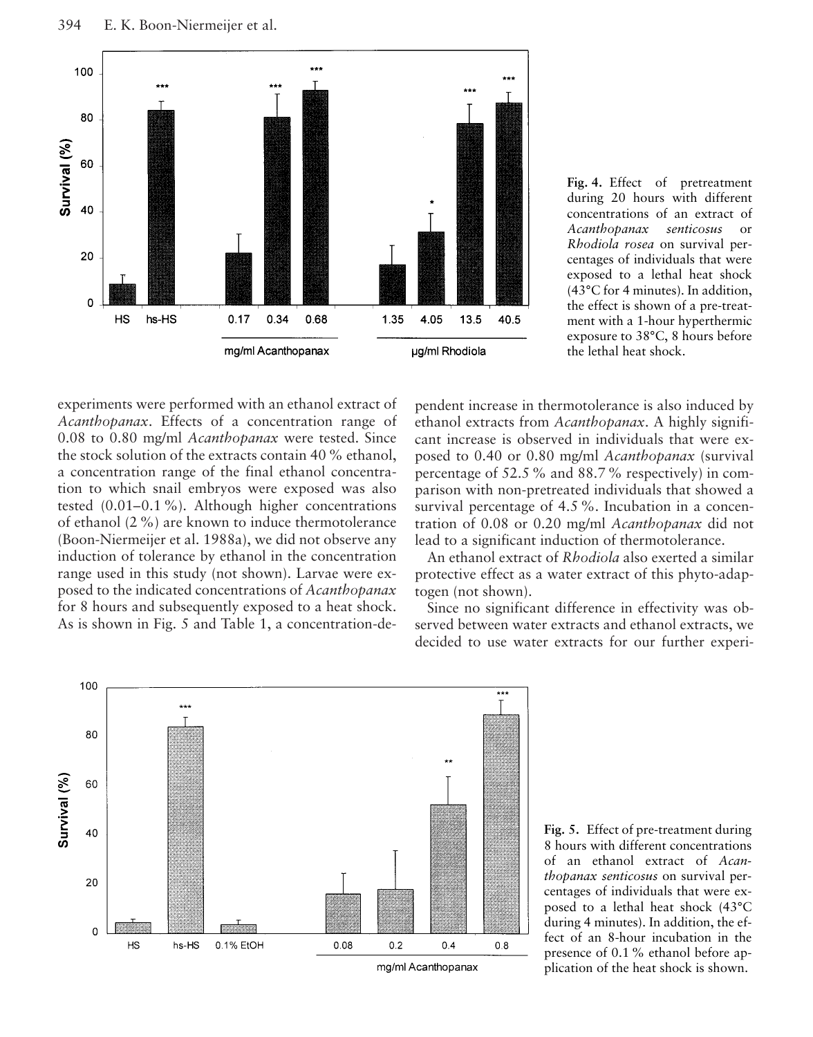**Fig. 4.** Effect of pretreatment during 20 hours with different concentrations of an extract of *Acanthopanax senticosus* or *Rhodiola rosea* on survival percentages of individuals that were exposed to a lethal heat shock (43°C for 4 minutes). In addition, the effect is shown of a pre-treatment with a 1-hour hyperthermic exposure to 38°C, 8 hours before the lethal heat shock.

experiments were performed with an ethanol extract of *Acanthopanax*. Effects of a concentration range of 0.08 to 0.80 mg/ml *Acanthopanax* were tested. Since the stock solution of the extracts contain 40 % ethanol, a concentration range of the final ethanol concentration to which snail embryos were exposed was also tested (0.01–0.1 %). Although higher concentrations of ethanol (2 %) are known to induce thermotolerance (Boon-Niermeijer et al. 1988a), we did not observe any induction of tolerance by ethanol in the concentration range used in this study (not shown). Larvae were exposed to the indicated concentrations of *Acanthopanax* for 8 hours and subsequently exposed to a heat shock. As is shown in Fig. 5 and Table 1, a concentration-dependent increase in thermotolerance is also induced by ethanol extracts from *Acanthopanax*. A highly significant increase is observed in individuals that were exposed to 0.40 or 0.80 mg/ml *Acanthopanax* (survival percentage of 52.5 % and 88.7 % respectively) in comparison with non-pretreated individuals that showed a survival percentage of 4.5 %. Incubation in a concentration of 0.08 or 0.20 mg/ml *Acanthopanax* did not lead to a significant induction of thermotolerance.

An ethanol extract of *Rhodiola* also exerted a similar protective effect as a water extract of this phyto-adaptogen (not shown).

Since no significant difference in effectivity was observed between water extracts and ethanol extracts, we decided to use water extracts for our further experi-

**Fig. 5.** Effect of pre-treatment during 8 hours with different concentrations of an ethanol extract of *Acanthopanax senticosus* on survival percentages of individuals that were exposed to a lethal heat shock (43°C during 4 minutes). In addition, the effect of an 8-hour incubation in the presence of 0.1 % ethanol before application of the heat shock is shown.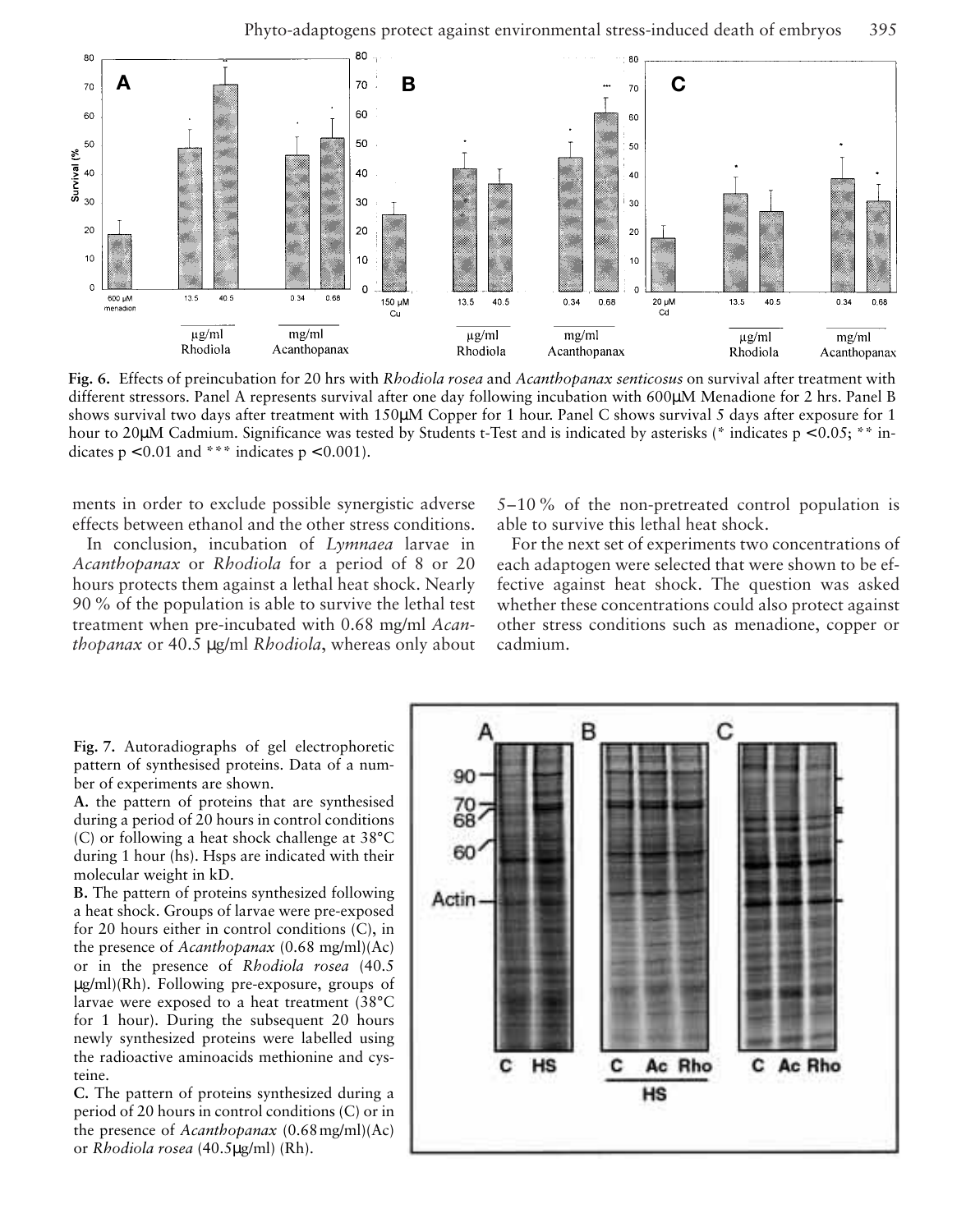**Fig. 6.** Effects of preincubation for 20 hrs with *Rhodiola rosea* and *Acanthopanax senticosus* on survival after treatment with different stressors. Panel A represents survival after one day following incubation with 600μM Menadione for 2 hrs. Panel B shows survival two days after treatment with 150μM Copper for 1 hour. Panel C shows survival 5 days after exposure for 1 hour to 20μM Cadmium. Significance was tested by Students t-Test and is indicated by asterisks (* indicates $p < 0.05$; ** indicates $p < 0.01$ and *** indicates $p < 0.001$).

ments in order to exclude possible synergistic adverse effects between ethanol and the other stress conditions.

In conclusion, incubation of *Lymnaea* larvae in *Acanthopanax* or *Rhodiola* for a period of 8 or 20 hours protects them against a lethal heat shock. Nearly 90 % of the population is able to survive the lethal test treatment when pre-incubated with 0.68 mg/ml *Acanthopanax* or 40.5 μg/ml *Rhodiola*, whereas only about 5–10 % of the non-pretreated control population is able to survive this lethal heat shock.

For the next set of experiments two concentrations of each adaptogen were selected that were shown to be effective against heat shock. The question was asked whether these concentrations could also protect against other stress conditions such as menadione, copper or cadmium.

**Fig. 7.** Autoradiographs of gel electrophoretic pattern of synthesised proteins. Data of a number of experiments are shown.

**A.** the pattern of proteins that are synthesised during a period of 20 hours in control conditions (C) or following a heat shock challenge at 38°C during 1 hour (hs). Hsps are indicated with their molecular weight in kD.

**B.** The pattern of proteins synthesized following a heat shock. Groups of larvae were pre-exposed for 20 hours either in control conditions (C), in the presence of *Acanthopanax* (0.68 mg/ml)(Ac) or in the presence of *Rhodiola rosea* (40.5 μg/ml)(Rh). Following pre-exposure, groups of larvae were exposed to a heat treatment (38°C for 1 hour). During the subsequent 20 hours newly synthesized proteins were labelled using the radioactive aminoacids methionine and cysteine.

**C.** The pattern of proteins synthesized during a period of 20 hours in control conditions (C) or in the presence of *Acanthopanax* (0.68 mg/ml)(Ac) or *Rhodiola rosea* (40.5μg/ml) (Rh).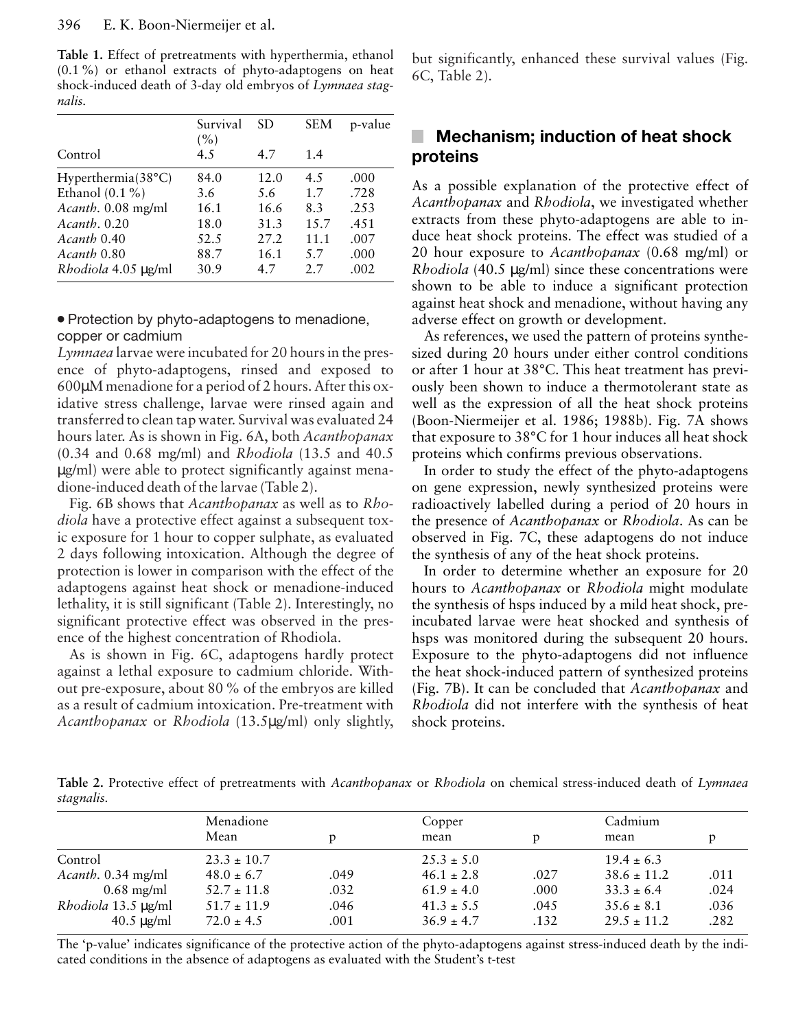**Table 1.** Effect of pretreatments with hyperthermia, ethanol (0.1 %) or ethanol extracts of phyto-adaptogens on heat shock-induced death of 3-day old embryos of *Lymnaea stagnalis*.

| | Survival (%) | SD | SEM | p-value |
|---|---|---|---|---|
| Control | 4.5 | 4.7 | 1.4 | |
| Hyperthermia(38°C) | 84.0 | 12.0 | 4.5 | .000 |
| Ethanol (0.1 %) | 3.6 | 5.6 | 1.7 | .728 |
| *Acanth.* 0.08 mg/ml | 16.1 | 16.6 | 8.3 | .253 |
| *Acanth.* 0.20 | 18.0 | 31.3 | 15.7 | .451 |
| *Acanth* 0.40 | 52.5 | 27.2 | 11.1 | .007 |
| *Acanth* 0.80 | 88.7 | 16.1 | 5.7 | .000 |
| *Rhodiola* 4.05 μg/ml | 30.9 | 4.7 | 2.7 | .002 |

- Protection by phyto-adaptogens to menadione, copper or cadmium

*Lymnaea* larvae were incubated for 20 hours in the presence of phyto-adaptogens, rinsed and exposed to 600μM menadione for a period of 2 hours. After this oxidative stress challenge, larvae were rinsed again and transferred to clean tap water. Survival was evaluated 24 hours later. As is shown in Fig. 6A, both *Acanthopanax* (0.34 and 0.68 mg/ml) and *Rhodiola* (13.5 and 40.5 μg/ml) were able to protect significantly against menadione-induced death of the larvae (Table 2).

Fig. 6B shows that *Acanthopanax* as well as to *Rhodiola* have a protective effect against a subsequent toxic exposure for 1 hour to copper sulphate, as evaluated 2 days following intoxication. Although the degree of protection is lower in comparison with the effect of the adaptogens against heat shock or menadione-induced lethality, it is still significant (Table 2). Interestingly, no significant protective effect was observed in the presence of the highest concentration of Rhodiola.

As is shown in Fig. 6C, adaptogens hardly protect against a lethal exposure to cadmium chloride. Without pre-exposure, about 80 % of the embryos are killed as a result of cadmium intoxication. Pre-treatment with *Acanthopanax* or *Rhodiola* (13.5μg/ml) only slightly, but significantly, enhanced these survival values (Fig. 6C, Table 2).

## Mechanism; induction of heat shock proteins

As a possible explanation of the protective effect of *Acanthopanax* and *Rhodiola*, we investigated whether extracts from these phyto-adaptogens are able to induce heat shock proteins. The effect was studied of a 20 hour exposure to *Acanthopanax* (0.68 mg/ml) or *Rhodiola* (40.5 μg/ml) since these concentrations were shown to be able to induce a significant protection against heat shock and menadione, without having any adverse effect on growth or development.

As references, we used the pattern of proteins synthesized during 20 hours under either control conditions or after 1 hour at 38°C. This heat treatment has previously been shown to induce a thermotolerant state as well as the expression of all the heat shock proteins (Boon-Niermeijer et al. 1986; 1988b). Fig. 7A shows that exposure to 38°C for 1 hour induces all heat shock proteins which confirms previous observations.

In order to study the effect of the phyto-adaptogens on gene expression, newly synthesized proteins were radioactively labelled during a period of 20 hours in the presence of *Acanthopanax* or *Rhodiola*. As can be observed in Fig. 7C, these adaptogens do not induce the synthesis of any of the heat shock proteins.

In order to determine whether an exposure for 20 hours to *Acanthopanax* or *Rhodiola* might modulate the synthesis of hsps induced by a mild heat shock, preincubated larvae were heat shocked and synthesis of hsps was monitored during the subsequent 20 hours. Exposure to the phyto-adaptogens did not influence the heat shock-induced pattern of synthesized proteins (Fig. 7B). It can be concluded that *Acanthopanax* and *Rhodiola* did not interfere with the synthesis of heat shock proteins.

**Table 2.** Protective effect of pretreatments with *Acanthopanax* or *Rhodiola* on chemical stress-induced death of *Lymnaea stagnalis*.

| | Menadione Mean | p | Copper mean | p | Cadmium mean | p |
|---|---|---|---|---|---|---|
| Control | 23.3 ± 10.7 | | 25.3 ± 5.0 | | 19.4 ± 6.3 | |
| *Acanth.* 0.34 mg/ml | 48.0 ± 6.7 | .049 | 46.1 ± 2.8 | .027 | 38.6 ± 11.2 | .011 |
| 0.68 mg/ml | 52.7 ± 11.8 | .032 | 61.9 ± 4.0 | .000 | 33.3 ± 6.4 | .024 |
| *Rhodiola* 13.5 μg/ml | 51.7 ± 11.9 | .046 | 41.3 ± 5.5 | .045 | 35.6 ± 8.1 | .036 |
| 40.5 μg/ml | 72.0 ± 4.5 | .001 | 36.9 ± 4.7 | .132 | 29.5 ± 11.2 | .282 |

The 'p-value' indicates significance of the protective action of the phyto-adaptogens against stress-induced death by the indicated conditions in the absence of adaptogens as evaluated with the Student's t-test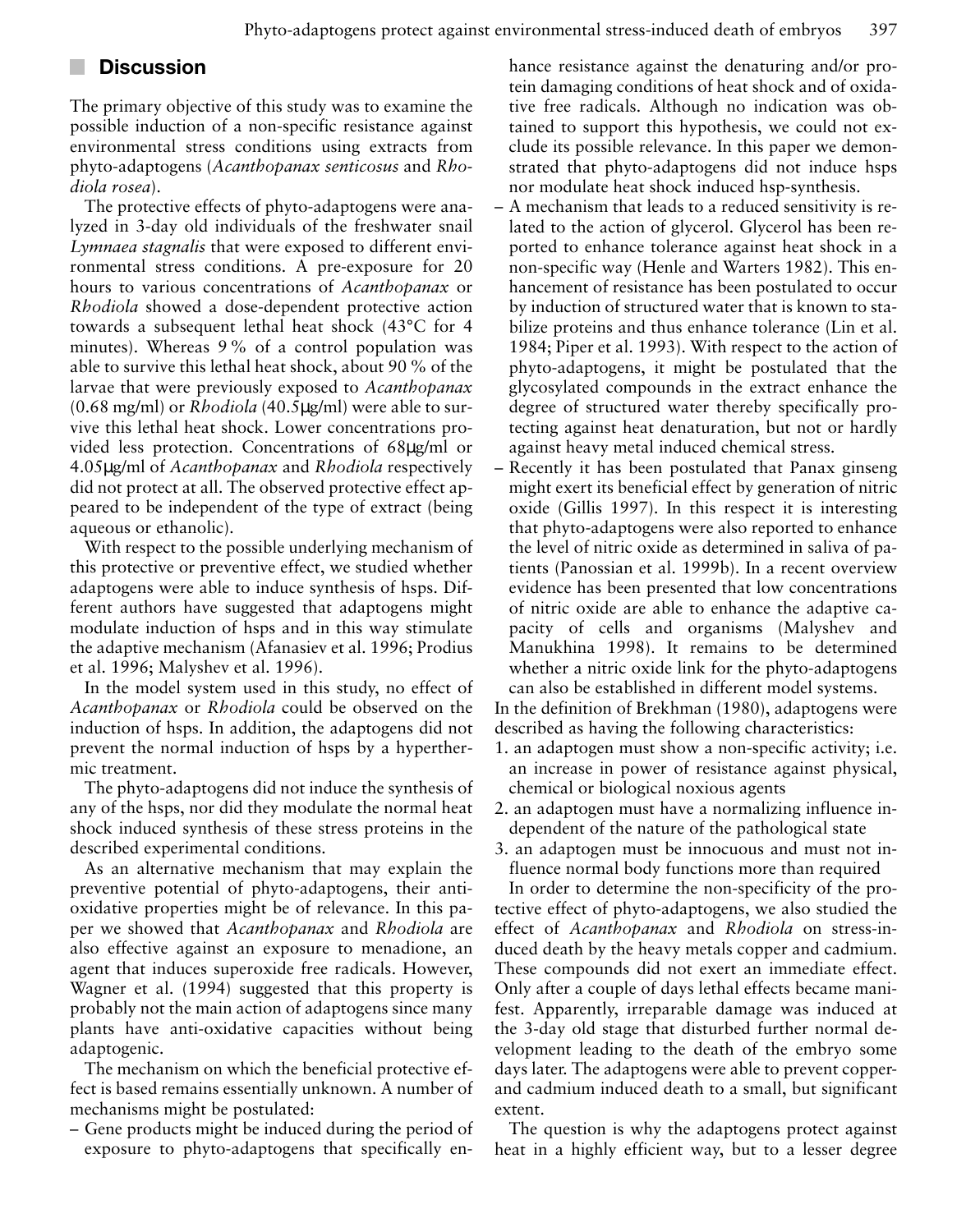## Discussion

The primary objective of this study was to examine the possible induction of a non-specific resistance against environmental stress conditions using extracts from phyto-adaptogens (*Acanthopanax senticosus* and *Rhodiola rosea*).

The protective effects of phyto-adaptogens were analyzed in 3-day old individuals of the freshwater snail *Lymnaea stagnalis* that were exposed to different environmental stress conditions. A pre-exposure for 20 hours to various concentrations of *Acanthopanax* or *Rhodiola* showed a dose-dependent protective action towards a subsequent lethal heat shock (43°C for 4 minutes). Whereas 9 % of a control population was able to survive this lethal heat shock, about 90 % of the larvae that were previously exposed to *Acanthopanax* (0.68 mg/ml) or *Rhodiola* (40.5μg/ml) were able to survive this lethal heat shock. Lower concentrations provided less protection. Concentrations of 68μg/ml or 4.05μg/ml of *Acanthopanax* and *Rhodiola* respectively did not protect at all. The observed protective effect appeared to be independent of the type of extract (being aqueous or ethanolic).

With respect to the possible underlying mechanism of this protective or preventive effect, we studied whether adaptogens were able to induce synthesis of hsps. Different authors have suggested that adaptogens might modulate induction of hsps and in this way stimulate the adaptive mechanism (Afanasiev et al. 1996; Prodius et al. 1996; Malyshev et al. 1996).

In the model system used in this study, no effect of *Acanthopanax* or *Rhodiola* could be observed on the induction of hsps. In addition, the adaptogens did not prevent the normal induction of hsps by a hyperthermic treatment.

The phyto-adaptogens did not induce the synthesis of any of the hsps, nor did they modulate the normal heat shock induced synthesis of these stress proteins in the described experimental conditions.

As an alternative mechanism that may explain the preventive potential of phyto-adaptogens, their anti-oxidative properties might be of relevance. In this paper we showed that *Acanthopanax* and *Rhodiola* are also effective against an exposure to menadione, an agent that induces superoxide free radicals. However, Wagner et al. (1994) suggested that this property is probably not the main action of adaptogens since many plants have anti-oxidative capacities without being adaptogenic.

The mechanism on which the beneficial protective effect is based remains essentially unknown. A number of mechanisms might be postulated:

- Gene products might be induced during the period of exposure to phyto-adaptogens that specifically enhance resistance against the denaturing and/or protein damaging conditions of heat shock and of oxidative free radicals. Although no indication was obtained to support this hypothesis, we could not exclude its possible relevance. In this paper we demonstrated that phyto-adaptogens did not induce hsps nor modulate heat shock induced hsp-synthesis.
- A mechanism that leads to a reduced sensitivity is related to the action of glycerol. Glycerol has been reported to enhance tolerance against heat shock in a non-specific way (Henle and Warters 1982). This enhancement of resistance has been postulated to occur by induction of structured water that is known to stabilize proteins and thus enhance tolerance (Lin et al. 1984; Piper et al. 1993). With respect to the action of phyto-adaptogens, it might be postulated that the glycosylated compounds in the extract enhance the degree of structured water thereby specifically protecting against heat denaturation, but not or hardly against heavy metal induced chemical stress.
- Recently it has been postulated that Panax ginseng might exert its beneficial effect by generation of nitric oxide (Gillis 1997). In this respect it is interesting that phyto-adaptogens were also reported to enhance the level of nitric oxide as determined in saliva of patients (Panossian et al. 1999b). In a recent overview evidence has been presented that low concentrations of nitric oxide are able to enhance the adaptive capacity of cells and organisms (Malyshev and Manukhina 1998). It remains to be determined whether a nitric oxide link for the phyto-adaptogens can also be established in different model systems.

In the definition of Brekhman (1980), adaptogens were described as having the following characteristics:

1. an adaptogen must show a non-specific activity; i.e. an increase in power of resistance against physical, chemical or biological noxious agents
2. an adaptogen must have a normalizing influence independent of the nature of the pathological state
3. an adaptogen must be innocuous and must not influence normal body functions more than required

In order to determine the non-specificity of the protective effect of phyto-adaptogens, we also studied the effect of *Acanthopanax* and *Rhodiola* on stress-induced death by the heavy metals copper and cadmium. These compounds did not exert an immediate effect. Only after a couple of days lethal effects became manifest. Apparently, irreparable damage was induced at the 3-day old stage that disturbed further normal development leading to the death of the embryo some days later. The adaptogens were able to prevent copper- and cadmium induced death to a small, but significant extent.

The question is why the adaptogens protect against heat in a highly efficient way, but to a lesser degree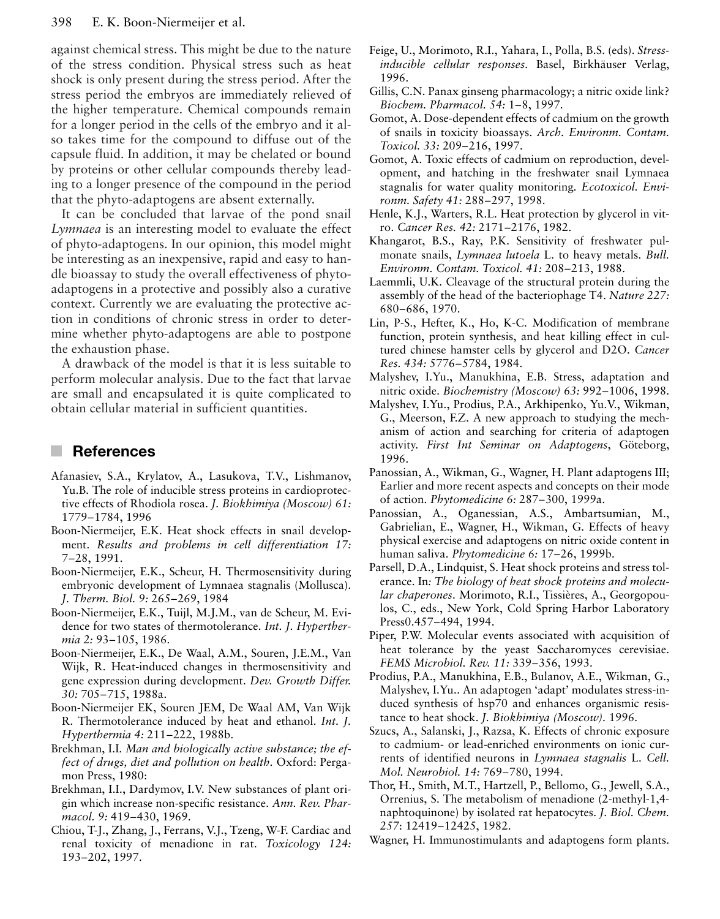against chemical stress. This might be due to the nature of the stress condition. Physical stress such as heat shock is only present during the stress period. After the stress period the embryos are immediately relieved of the higher temperature. Chemical compounds remain for a longer period in the cells of the embryo and it also takes time for the compound to diffuse out of the capsule fluid. In addition, it may be chelated or bound by proteins or other cellular compounds thereby leading to a longer presence of the compound in the period that the phyto-adaptogens are absent externally.

It can be concluded that larvae of the pond snail *Lymnaea* is an interesting model to evaluate the effect of phyto-adaptogens. In our opinion, this model might be interesting as an inexpensive, rapid and easy to handle bioassay to study the overall effectiveness of phyto-adaptogens in a protective and possibly also a curative context. Currently we are evaluating the protective action in conditions of chronic stress in order to determine whether phyto-adaptogens are able to postpone the exhaustion phase.

A drawback of the model is that it is less suitable to perform molecular analysis. Due to the fact that larvae are small and encapsulated it is quite complicated to obtain cellular material in sufficient quantities.

## References

Afanasiev, S.A., Krylatov, A., Lasukova, T.V., Lishmanov, Yu.B. The role of inducible stress proteins in cardioprotective effects of Rhodiola rosea. *J. Biokhimiya (Moscow) 61:* 1779–1784, 1996

Boon-Niermeijer, E.K. Heat shock effects in snail development. *Results and problems in cell differentiation 17:* 7–28, 1991.

Boon-Niermeijer, E.K., Scheur, H. Thermosensitivity during embryonic development of Lymnaea stagnalis (Mollusca). *J. Therm. Biol. 9:* 265–269, 1984

Boon-Niermeijer, E.K., Tuijl, M.J.M., van de Scheur, M. Evidence for two states of thermotolerance. *Int. J. Hyperthermia 2:* 93–105, 1986.

Boon-Niermeijer, E.K., De Waal, A.M., Souren, J.E.M., Van Wijk, R. Heat-induced changes in thermosensitivity and gene expression during development. *Dev. Growth Differ. 30:* 705–715, 1988a.

Boon-Niermeijer EK, Souren JEM, De Waal AM, Van Wijk R. Thermotolerance induced by heat and ethanol. *Int. J. Hyperthermia 4:* 211–222, 1988b.

Brekhman, I.I. *Man and biologically active substance; the effect of drugs, diet and pollution on health.* Oxford: Pergamon Press, 1980:

Brekhman, I.I., Dardymov, I.V. New substances of plant origin which increase non-specific resistance. *Ann. Rev. Pharmacol. 9:* 419–430, 1969.

Chiou, T-J., Zhang, J., Ferrans, V.J., Tzeng, W-F. Cardiac and renal toxicity of menadione in rat. *Toxicology 124:* 193–202, 1997.

Feige, U., Morimoto, R.I., Yahara, I., Polla, B.S. (eds). *Stress-inducible cellular responses.* Basel, Birkhäuser Verlag, 1996.

Gillis, C.N. Panax ginseng pharmacology; a nitric oxide link? *Biochem. Pharmacol. 54:* 1–8, 1997.

Gomot, A. Dose-dependent effects of cadmium on the growth of snails in toxicity bioassays. *Arch. Environm. Contam. Toxicol. 33:* 209–216, 1997.

Gomot, A. Toxic effects of cadmium on reproduction, development, and hatching in the freshwater snail Lymnaea stagnalis for water quality monitoring. *Ecotoxicol. Environm. Safety 41:* 288–297, 1998.

Henle, K.J., Warters, R.L. Heat protection by glycerol in vitro. *Cancer Res. 42:* 2171–2176, 1982.

Khangarot, B.S., Ray, P.K. Sensitivity of freshwater pulmonate snails, *Lymnaea lutoela* L. to heavy metals. *Bull. Environm. Contam. Toxicol. 41:* 208–213, 1988.

Laemmli, U.K. Cleavage of the structural protein during the assembly of the head of the bacteriophage T4. *Nature 227:* 680–686, 1970.

Lin, P-S., Hefter, K., Ho, K-C. Modification of membrane function, protein synthesis, and heat killing effect in cultured chinese hamster cells by glycerol and D2O. *Cancer Res. 434:* 5776–5784, 1984.

Malyshev, I.Yu., Manukhina, E.B. Stress, adaptation and nitric oxide. *Biochemistry (Moscow) 63:* 992–1006, 1998.

Malyshev, I.Yu., Prodius, P.A., Arkhipenko, Yu.V., Wikman, G., Meerson, F.Z. A new approach to studying the mechanism of action and searching for criteria of adaptogen activity. *First Int Seminar on Adaptogens*, Göteborg, 1996.

Panossian, A., Wikman, G., Wagner, H. Plant adaptogens III; Earlier and more recent aspects and concepts on their mode of action. *Phytomedicine 6:* 287–300, 1999a.

Panossian, A., Oganessian, A.S., Ambartsumian, M., Gabrielian, E., Wagner, H., Wikman, G. Effects of heavy physical exercise and adaptogens on nitric oxide content in human saliva. *Phytomedicine 6:* 17–26, 1999b.

Parsell, D.A., Lindquist, S. Heat shock proteins and stress tolerance. In*: The biology of heat shock proteins and molecular chaperones*. Morimoto, R.I., Tissières, A., Georgopoulos, C., eds., New York, Cold Spring Harbor Laboratory Press0.457–494, 1994.

Piper, P.W. Molecular events associated with acquisition of heat tolerance by the yeast Saccharomyces cerevisiae. *FEMS Microbiol. Rev. 11:* 339–356, 1993.

Prodius, P.A., Manukhina, E.B., Bulanov, A.E., Wikman, G., Malyshev, I.Yu.. An adaptogen 'adapt' modulates stress-induced synthesis of hsp70 and enhances organismic resistance to heat shock. *J. Biokhimiya (Moscow).* 1996.

Szucs, A., Salanski, J., Razsa, K. Effects of chronic exposure to cadmium- or lead-enriched environments on ionic currents of identified neurons in *Lymnaea stagnalis* L. *Cell. Mol. Neurobiol. 14:* 769–780, 1994.

Thor, H., Smith, M.T., Hartzell, P., Bellomo, G., Jewell, S.A., Orrenius, S. The metabolism of menadione (2-methyl-1,4-naphtoquinone) by isolated rat hepatocytes. *J. Biol. Chem. 257*: 12419–12425, 1982.

Wagner, H. Immunostimulants and adaptogens form plants.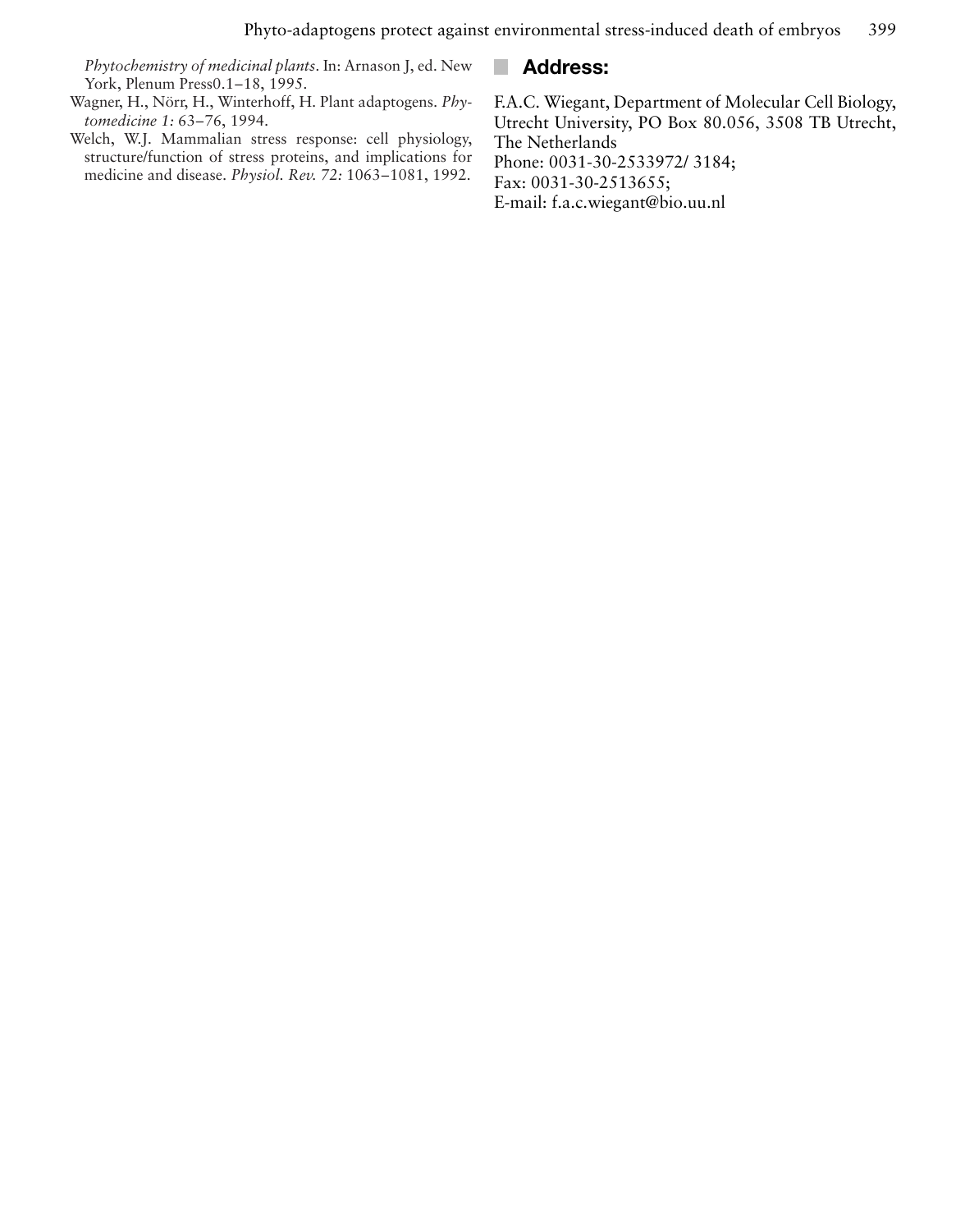*Phytochemistry of medicinal plants*. In: Arnason J, ed. New York, Plenum Press0.1–18, 1995.

Wagner, H., Nörr, H., Winterhoff, H. Plant adaptogens. *Phytomedicine 1:* 63–76, 1994.

Welch, W.J. Mammalian stress response: cell physiology, structure/function of stress proteins, and implications for medicine and disease. *Physiol. Rev. 72:* 1063–1081, 1992.

## Address:

F.A.C. Wiegant, Department of Molecular Cell Biology, Utrecht University, PO Box 80.056, 3508 TB Utrecht, The Netherlands
Phone: 0031-30-2533972/ 3184;
Fax: 0031-30-2513655;
E-mail: f.a.c.wiegant@bio.uu.nl